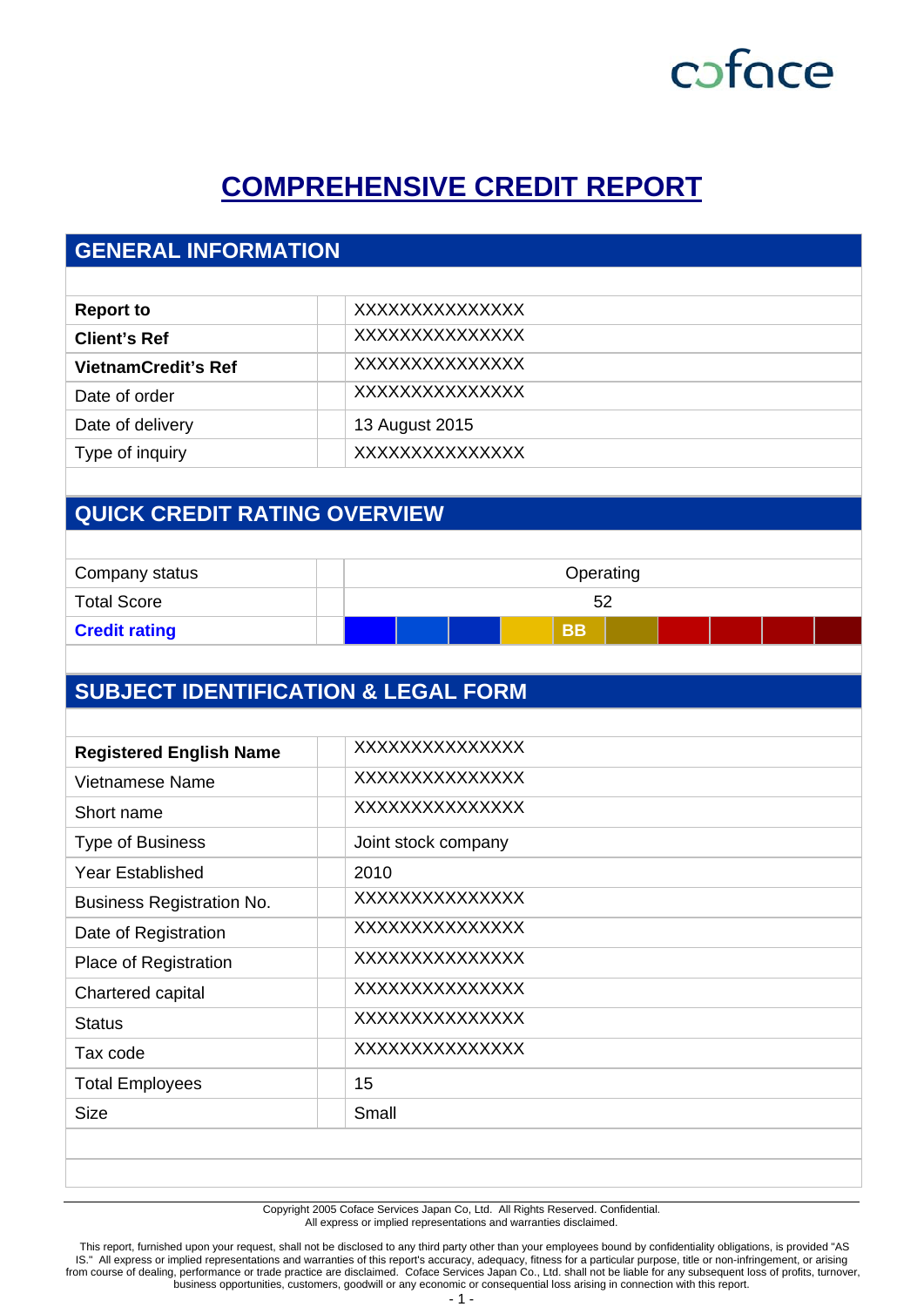# COMPREHENSIVE CREDIT REPORT

## GENERAL INFORMATION

| | |
|---|---|
| **Report to** | XXXXXXXXXXXXXX |
| **Client's Ref** | XXXXXXXXXXXXXX |
| **VietnamCredit's Ref** | XXXXXXXXXXXXXX |
| Date of order | XXXXXXXXXXXXXX |
| Date of delivery | 13 August 2015 |
| Type of inquiry | XXXXXXXXXXXXXX |

## QUICK CREDIT RATING OVERVIEW

| | |
|---|---|
| Company status | Operating |
| Total Score | 52 |
| **Credit rating** | BB |

## SUBJECT IDENTIFICATION & LEGAL FORM

| | |
|---|---|
| **Registered English Name** | XXXXXXXXXXXXXX |
| Vietnamese Name | XXXXXXXXXXXXXX |
| Short name | XXXXXXXXXXXXXX |
| Type of Business | Joint stock company |
| Year Established | 2010 |
| Business Registration No. | XXXXXXXXXXXXXX |
| Date of Registration | XXXXXXXXXXXXXX |
| Place of Registration | XXXXXXXXXXXXXX |
| Chartered capital | XXXXXXXXXXXXXX |
| Status | XXXXXXXXXXXXXX |
| Tax code | XXXXXXXXXXXXXX |
| Total Employees | 15 |
| Size | Small |

Copyright 2005 Coface Services Japan Co, Ltd. All Rights Reserved. Confidential.
All express or implied representations and warranties disclaimed.

This report, furnished upon your request, shall not be disclosed to any third party other than your employees bound by confidentiality obligations, is provided "AS IS." All express or implied representations and warranties of this report's accuracy, adequacy, fitness for a particular purpose, title or non-infringement, or arising from course of dealing, performance or trade practice are disclaimed. Coface Services Japan Co., Ltd. shall not be liable for any subsequent loss of profits, turnover, business opportunities, customers, goodwill or any economic or consequential loss arising in connection with this report.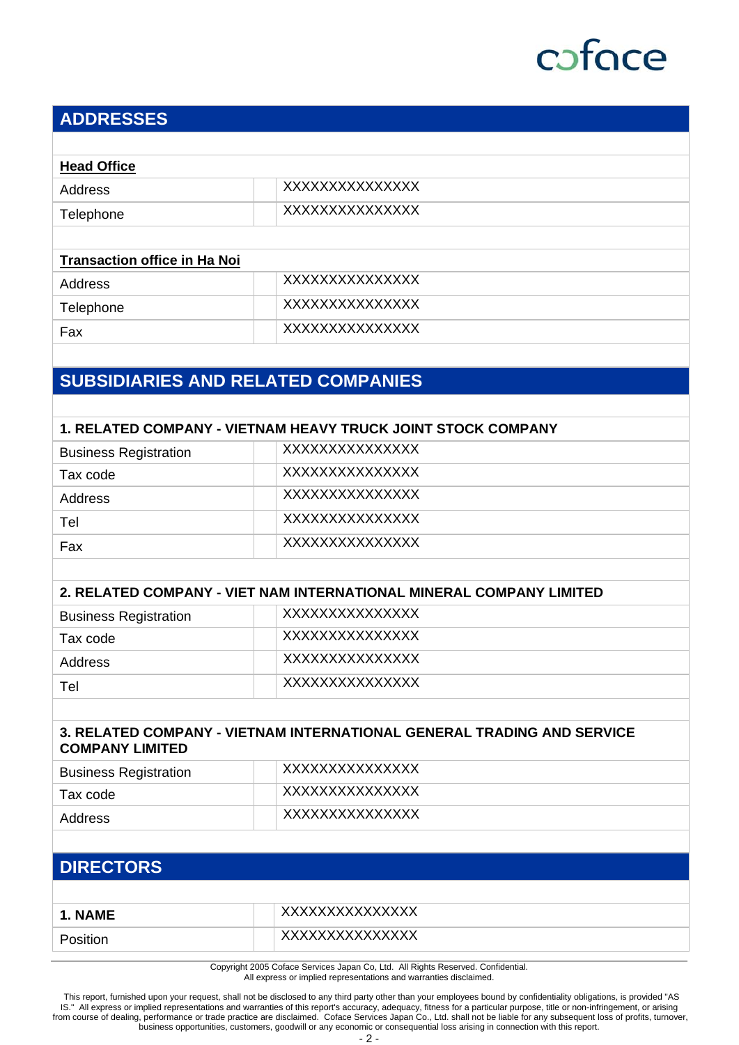## ADDRESSES

**Head Office**

| | |
|---|---|
| Address | XXXXXXXXXXXXXX |
| Telephone | XXXXXXXXXXXXXX |

**Transaction office in Ha Noi**

| | |
|---|---|
| Address | XXXXXXXXXXXXXX |
| Telephone | XXXXXXXXXXXXXX |
| Fax | XXXXXXXXXXXXXX |

## SUBSIDIARIES AND RELATED COMPANIES

**1. RELATED COMPANY - VIETNAM HEAVY TRUCK JOINT STOCK COMPANY**

| | |
|---|---|
| Business Registration | XXXXXXXXXXXXXX |
| Tax code | XXXXXXXXXXXXXX |
| Address | XXXXXXXXXXXXXX |
| Tel | XXXXXXXXXXXXXX |
| Fax | XXXXXXXXXXXXXX |

**2. RELATED COMPANY - VIET NAM INTERNATIONAL MINERAL COMPANY LIMITED**

| | |
|---|---|
| Business Registration | XXXXXXXXXXXXXX |
| Tax code | XXXXXXXXXXXXXX |
| Address | XXXXXXXXXXXXXX |
| Tel | XXXXXXXXXXXXXX |

**3. RELATED COMPANY - VIETNAM INTERNATIONAL GENERAL TRADING AND SERVICE COMPANY LIMITED**

| | |
|---|---|
| Business Registration | XXXXXXXXXXXXXX |
| Tax code | XXXXXXXXXXXXXX |
| Address | XXXXXXXXXXXXXX |

## DIRECTORS

| | |
|---|---|
| **1. NAME** | XXXXXXXXXXXXXX |
| Position | XXXXXXXXXXXXXX |

Copyright 2005 Coface Services Japan Co, Ltd. All Rights Reserved. Confidential.
All express or implied representations and warranties disclaimed.

This report, furnished upon your request, shall not be disclosed to any third party other than your employees bound by confidentiality obligations, is provided "AS IS." All express or implied representations and warranties of this report's accuracy, adequacy, fitness for a particular purpose, title or non-infringement, or arising from course of dealing, performance or trade practice are disclaimed. Coface Services Japan Co., Ltd. shall not be liable for any subsequent loss of profits, turnover, business opportunities, customers, goodwill or any economic or consequential loss arising in connection with this report.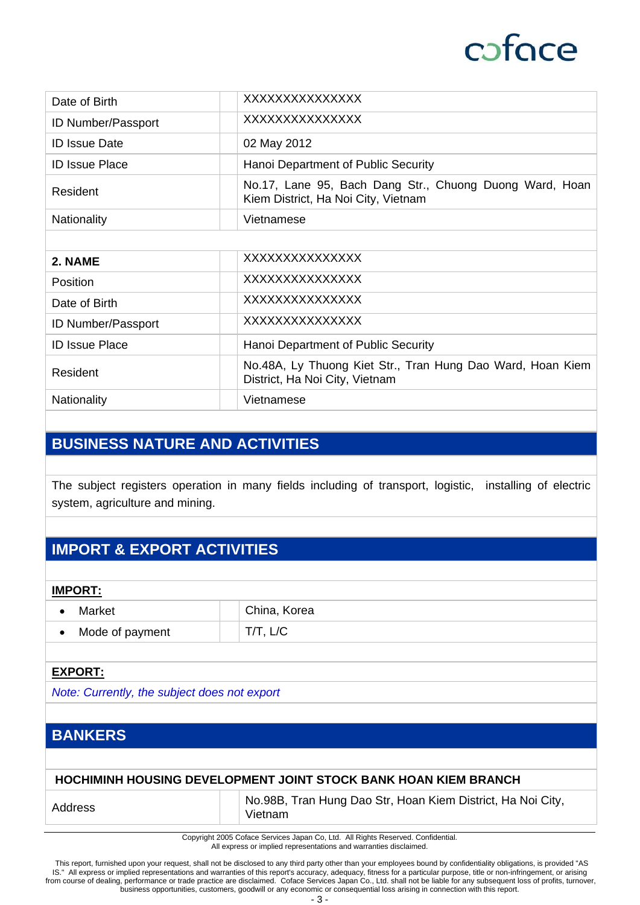| | |
|---|---|
| Date of Birth | XXXXXXXXXXXXXXX |
| ID Number/Passport | XXXXXXXXXXXXXXX |
| ID Issue Date | 02 May 2012 |
| ID Issue Place | Hanoi Department of Public Security |
| Resident | No.17, Lane 95, Bach Dang Str., Chuong Duong Ward, Hoan Kiem District, Ha Noi City, Vietnam |
| Nationality | Vietnamese |

| | |
|---|---|
| **2. NAME** | XXXXXXXXXXXXXXX |
| Position | XXXXXXXXXXXXXXX |
| Date of Birth | XXXXXXXXXXXXXXX |
| ID Number/Passport | XXXXXXXXXXXXXXX |
| ID Issue Place | Hanoi Department of Public Security |
| Resident | No.48A, Ly Thuong Kiet Str., Tran Hung Dao Ward, Hoan Kiem District, Ha Noi City, Vietnam |
| Nationality | Vietnamese |

## BUSINESS NATURE AND ACTIVITIES

The subject registers operation in many fields including of transport, logistic, installing of electric system, agriculture and mining.

## IMPORT & EXPORT ACTIVITIES

**IMPORT:**

| | |
|---|---|
| • Market | China, Korea |
| • Mode of payment | T/T, L/C |

**EXPORT:**

*Note: Currently, the subject does not export*

## BANKERS

**HOCHIMINH HOUSING DEVELOPMENT JOINT STOCK BANK HOAN KIEM BRANCH**

| | |
|---|---|
| Address | No.98B, Tran Hung Dao Str, Hoan Kiem District, Ha Noi City, Vietnam |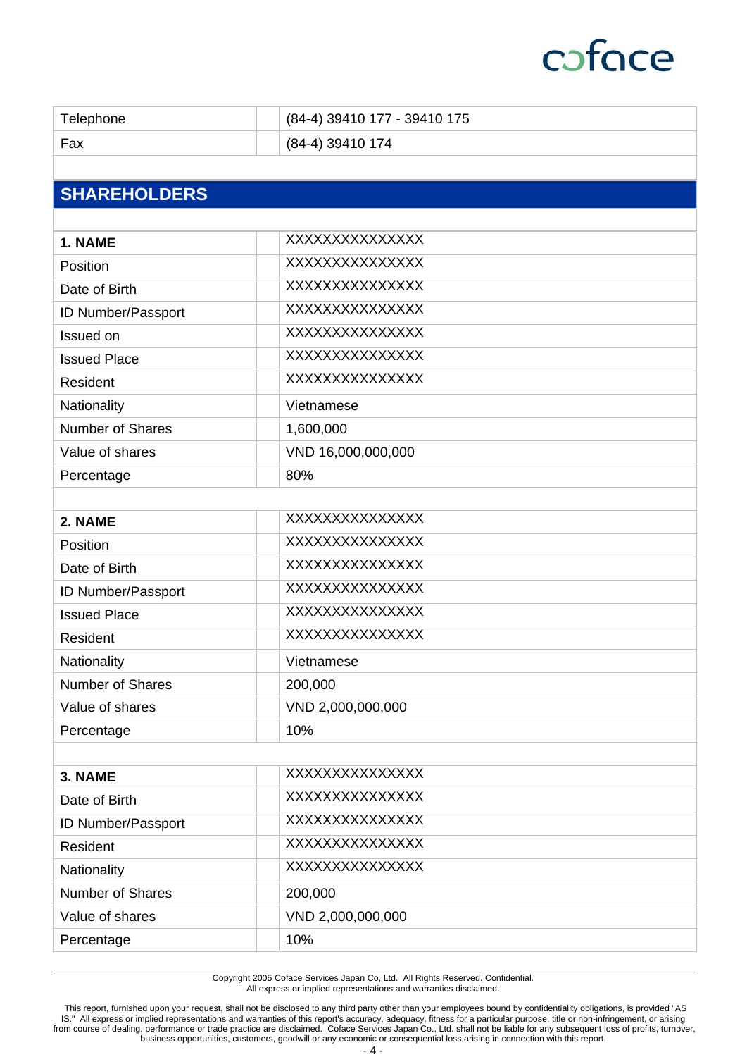| | |
|---|---|
| Telephone | (84-4) 39410 177 - 39410 175 |
| Fax | (84-4) 39410 174 |

## SHAREHOLDERS

| | |
|---|---|
| **1. NAME** | XXXXXXXXXXXXXX |
| Position | XXXXXXXXXXXXXX |
| Date of Birth | XXXXXXXXXXXXXX |
| ID Number/Passport | XXXXXXXXXXXXXX |
| Issued on | XXXXXXXXXXXXXX |
| Issued Place | XXXXXXXXXXXXXX |
| Resident | XXXXXXXXXXXXXX |
| Nationality | Vietnamese |
| Number of Shares | 1,600,000 |
| Value of shares | VND 16,000,000,000 |
| Percentage | 80% |

| | |
|---|---|
| **2. NAME** | XXXXXXXXXXXXXX |
| Position | XXXXXXXXXXXXXX |
| Date of Birth | XXXXXXXXXXXXXX |
| ID Number/Passport | XXXXXXXXXXXXXX |
| Issued Place | XXXXXXXXXXXXXX |
| Resident | XXXXXXXXXXXXXX |
| Nationality | Vietnamese |
| Number of Shares | 200,000 |
| Value of shares | VND 2,000,000,000 |
| Percentage | 10% |

| | |
|---|---|
| **3. NAME** | XXXXXXXXXXXXXX |
| Date of Birth | XXXXXXXXXXXXXX |
| ID Number/Passport | XXXXXXXXXXXXXX |
| Resident | XXXXXXXXXXXXXX |
| Nationality | XXXXXXXXXXXXXX |
| Number of Shares | 200,000 |
| Value of shares | VND 2,000,000,000 |
| Percentage | 10% |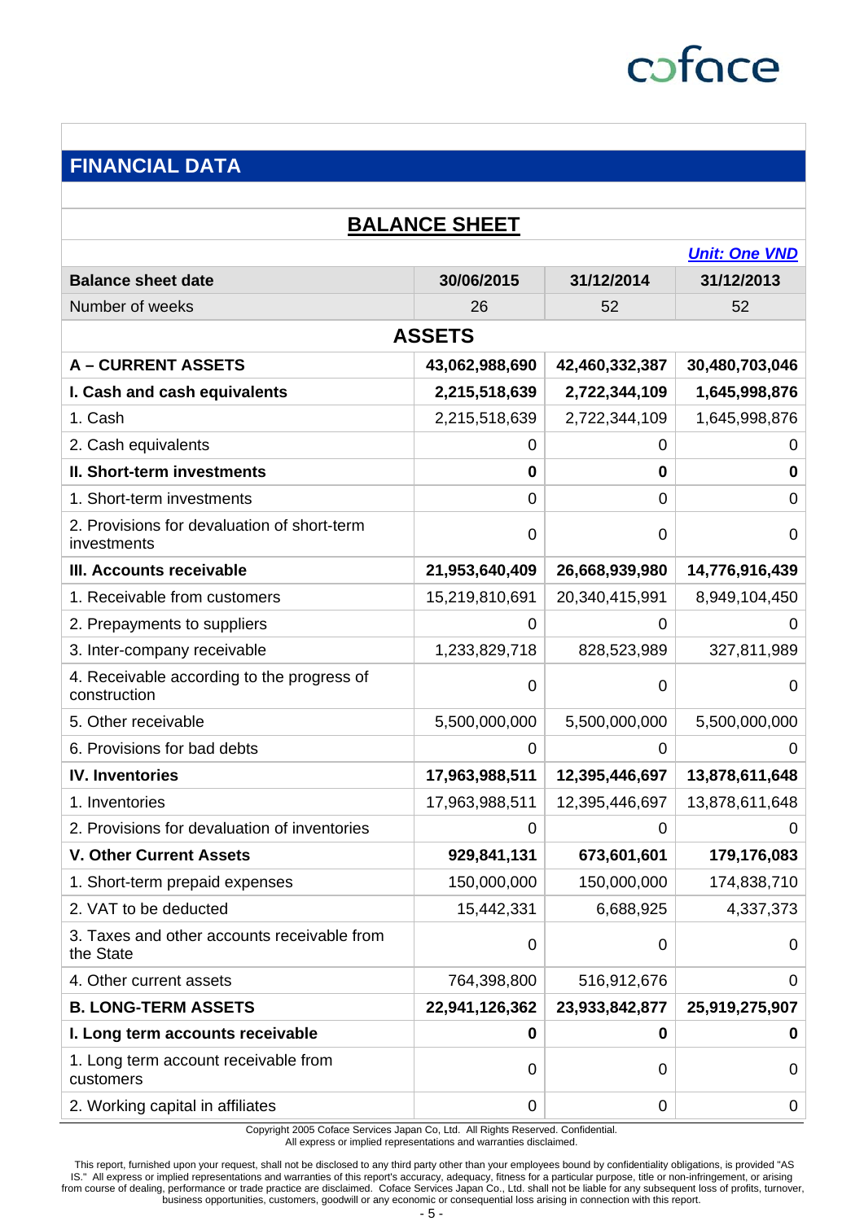## FINANCIAL DATA

### BALANCE SHEET

*Unit: One VND*

| Balance sheet date | 30/06/2015 | 31/12/2014 | 31/12/2013 |
|---|---|---|---|
| Number of weeks | 26 | 52 | 52 |
| **ASSETS** | | | |
| **A – CURRENT ASSETS** | **43,062,988,690** | **42,460,332,387** | **30,480,703,046** |
| **I. Cash and cash equivalents** | **2,215,518,639** | **2,722,344,109** | **1,645,998,876** |
| 1. Cash | 2,215,518,639 | 2,722,344,109 | 1,645,998,876 |
| 2. Cash equivalents | 0 | 0 | 0 |
| **II. Short-term investments** | **0** | **0** | **0** |
| 1. Short-term investments | 0 | 0 | 0 |
| 2. Provisions for devaluation of short-term investments | 0 | 0 | 0 |
| **III. Accounts receivable** | **21,953,640,409** | **26,668,939,980** | **14,776,916,439** |
| 1. Receivable from customers | 15,219,810,691 | 20,340,415,991 | 8,949,104,450 |
| 2. Prepayments to suppliers | 0 | 0 | 0 |
| 3. Inter-company receivable | 1,233,829,718 | 828,523,989 | 327,811,989 |
| 4. Receivable according to the progress of construction | 0 | 0 | 0 |
| 5. Other receivable | 5,500,000,000 | 5,500,000,000 | 5,500,000,000 |
| 6. Provisions for bad debts | 0 | 0 | 0 |
| **IV. Inventories** | **17,963,988,511** | **12,395,446,697** | **13,878,611,648** |
| 1. Inventories | 17,963,988,511 | 12,395,446,697 | 13,878,611,648 |
| 2. Provisions for devaluation of inventories | 0 | 0 | 0 |
| **V. Other Current Assets** | **929,841,131** | **673,601,601** | **179,176,083** |
| 1. Short-term prepaid expenses | 150,000,000 | 150,000,000 | 174,838,710 |
| 2. VAT to be deducted | 15,442,331 | 6,688,925 | 4,337,373 |
| 3. Taxes and other accounts receivable from the State | 0 | 0 | 0 |
| 4. Other current assets | 764,398,800 | 516,912,676 | 0 |
| **B. LONG-TERM ASSETS** | **22,941,126,362** | **23,933,842,877** | **25,919,275,907** |
| **I. Long term accounts receivable** | **0** | **0** | **0** |
| 1. Long term account receivable from customers | 0 | 0 | 0 |
| 2. Working capital in affiliates | 0 | 0 | 0 |

Copyright 2005 Coface Services Japan Co, Ltd. All Rights Reserved. Confidential.
All express or implied representations and warranties disclaimed.

This report, furnished upon your request, shall not be disclosed to any third party other than your employees bound by confidentiality obligations, is provided "AS IS." All express or implied representations and warranties of this report's accuracy, adequacy, fitness for a particular purpose, title or non-infringement, or arising from course of dealing, performance or trade practice are disclaimed. Coface Services Japan Co., Ltd. shall not be liable for any subsequent loss of profits, turnover, business opportunities, customers, goodwill or any economic or consequential loss arising in connection with this report.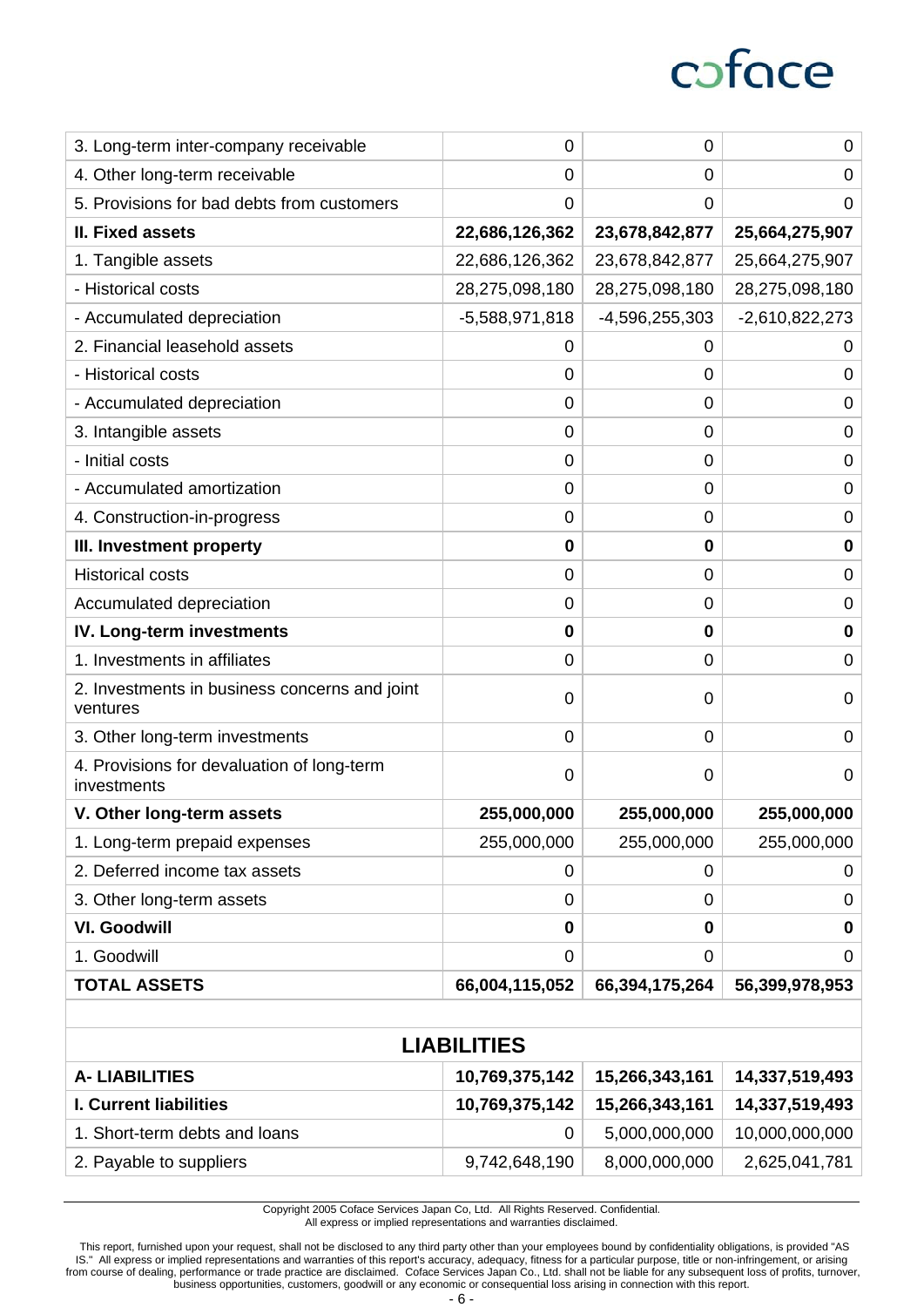| | | | |
|---|---|---|---|
| 3. Long-term inter-company receivable | 0 | 0 | 0 |
| 4. Other long-term receivable | 0 | 0 | 0 |
| 5. Provisions for bad debts from customers | 0 | 0 | 0 |
| **II. Fixed assets** | **22,686,126,362** | **23,678,842,877** | **25,664,275,907** |
| 1. Tangible assets | 22,686,126,362 | 23,678,842,877 | 25,664,275,907 |
| - Historical costs | 28,275,098,180 | 28,275,098,180 | 28,275,098,180 |
| - Accumulated depreciation | -5,588,971,818 | -4,596,255,303 | -2,610,822,273 |
| 2. Financial leasehold assets | 0 | 0 | 0 |
| - Historical costs | 0 | 0 | 0 |
| - Accumulated depreciation | 0 | 0 | 0 |
| 3. Intangible assets | 0 | 0 | 0 |
| - Initial costs | 0 | 0 | 0 |
| - Accumulated amortization | 0 | 0 | 0 |
| 4. Construction-in-progress | 0 | 0 | 0 |
| **III. Investment property** | **0** | **0** | **0** |
| Historical costs | 0 | 0 | 0 |
| Accumulated depreciation | 0 | 0 | 0 |
| **IV. Long-term investments** | **0** | **0** | **0** |
| 1. Investments in affiliates | 0 | 0 | 0 |
| 2. Investments in business concerns and joint ventures | 0 | 0 | 0 |
| 3. Other long-term investments | 0 | 0 | 0 |
| 4. Provisions for devaluation of long-term investments | 0 | 0 | 0 |
| **V. Other long-term assets** | **255,000,000** | **255,000,000** | **255,000,000** |
| 1. Long-term prepaid expenses | 255,000,000 | 255,000,000 | 255,000,000 |
| 2. Deferred income tax assets | 0 | 0 | 0 |
| 3. Other long-term assets | 0 | 0 | 0 |
| **VI. Goodwill** | **0** | **0** | **0** |
| 1. Goodwill | 0 | 0 | 0 |
| **TOTAL ASSETS** | **66,004,115,052** | **66,394,175,264** | **56,399,978,953** |

## LIABILITIES

| | | | |
|---|---|---|---|
| **A- LIABILITIES** | **10,769,375,142** | **15,266,343,161** | **14,337,519,493** |
| **I. Current liabilities** | **10,769,375,142** | **15,266,343,161** | **14,337,519,493** |
| 1. Short-term debts and loans | 0 | 5,000,000,000 | 10,000,000,000 |
| 2. Payable to suppliers | 9,742,648,190 | 8,000,000,000 | 2,625,041,781 |

Copyright 2005 Coface Services Japan Co, Ltd. All Rights Reserved. Confidential.
All express or implied representations and warranties disclaimed.

This report, furnished upon your request, shall not be disclosed to any third party other than your employees bound by confidentiality obligations, is provided "AS IS." All express or implied representations and warranties of this report's accuracy, adequacy, fitness for a particular purpose, title or non-infringement, or arising from course of dealing, performance or trade practice are disclaimed. Coface Services Japan Co., Ltd. shall not be liable for any subsequent loss of profits, turnover, business opportunities, customers, goodwill or any economic or consequential loss arising in connection with this report.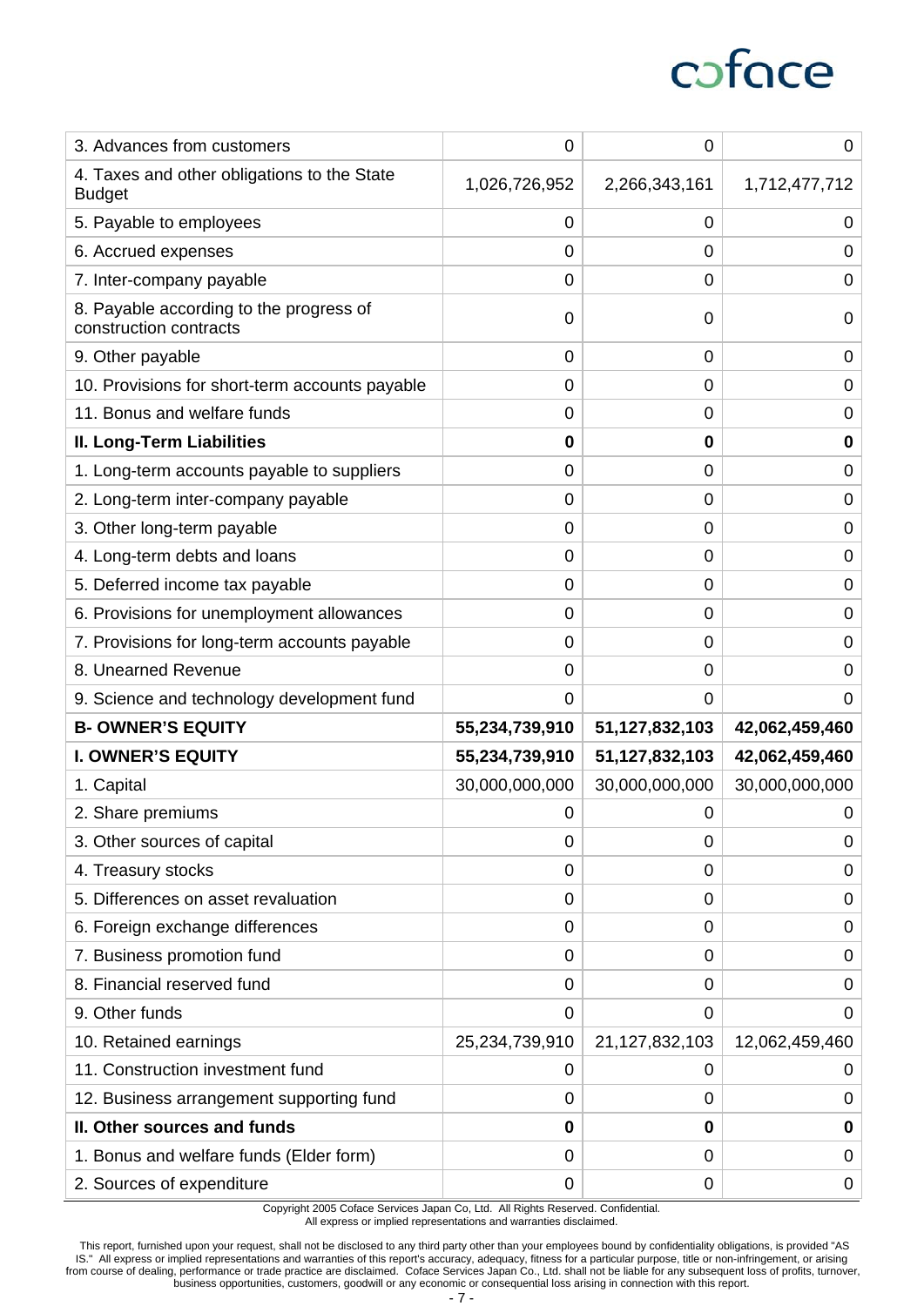| | | | |
|---|---|---|---|
| 3. Advances from customers | 0 | 0 | 0 |
| 4. Taxes and other obligations to the State Budget | 1,026,726,952 | 2,266,343,161 | 1,712,477,712 |
| 5. Payable to employees | 0 | 0 | 0 |
| 6. Accrued expenses | 0 | 0 | 0 |
| 7. Inter-company payable | 0 | 0 | 0 |
| 8. Payable according to the progress of construction contracts | 0 | 0 | 0 |
| 9. Other payable | 0 | 0 | 0 |
| 10. Provisions for short-term accounts payable | 0 | 0 | 0 |
| 11. Bonus and welfare funds | 0 | 0 | 0 |
| **II. Long-Term Liabilities** | **0** | **0** | **0** |
| 1. Long-term accounts payable to suppliers | 0 | 0 | 0 |
| 2. Long-term inter-company payable | 0 | 0 | 0 |
| 3. Other long-term payable | 0 | 0 | 0 |
| 4. Long-term debts and loans | 0 | 0 | 0 |
| 5. Deferred income tax payable | 0 | 0 | 0 |
| 6. Provisions for unemployment allowances | 0 | 0 | 0 |
| 7. Provisions for long-term accounts payable | 0 | 0 | 0 |
| 8. Unearned Revenue | 0 | 0 | 0 |
| 9. Science and technology development fund | 0 | 0 | 0 |
| **B- OWNER'S EQUITY** | **55,234,739,910** | **51,127,832,103** | **42,062,459,460** |
| **I. OWNER'S EQUITY** | **55,234,739,910** | **51,127,832,103** | **42,062,459,460** |
| 1. Capital | 30,000,000,000 | 30,000,000,000 | 30,000,000,000 |
| 2. Share premiums | 0 | 0 | 0 |
| 3. Other sources of capital | 0 | 0 | 0 |
| 4. Treasury stocks | 0 | 0 | 0 |
| 5. Differences on asset revaluation | 0 | 0 | 0 |
| 6. Foreign exchange differences | 0 | 0 | 0 |
| 7. Business promotion fund | 0 | 0 | 0 |
| 8. Financial reserved fund | 0 | 0 | 0 |
| 9. Other funds | 0 | 0 | 0 |
| 10. Retained earnings | 25,234,739,910 | 21,127,832,103 | 12,062,459,460 |
| 11. Construction investment fund | 0 | 0 | 0 |
| 12. Business arrangement supporting fund | 0 | 0 | 0 |
| **II. Other sources and funds** | **0** | **0** | **0** |
| 1. Bonus and welfare funds (Elder form) | 0 | 0 | 0 |
| 2. Sources of expenditure | 0 | 0 | 0 |

Copyright 2005 Coface Services Japan Co, Ltd. All Rights Reserved. Confidential.
All express or implied representations and warranties disclaimed.

This report, furnished upon your request, shall not be disclosed to any third party other than your employees bound by confidentiality obligations, is provided "AS IS." All express or implied representations and warranties of this report's accuracy, adequacy, fitness for a particular purpose, title or non-infringement, or arising from course of dealing, performance or trade practice are disclaimed. Coface Services Japan Co., Ltd. shall not be liable for any subsequent loss of profits, turnover, business opportunities, customers, goodwill or any economic or consequential loss arising in connection with this report.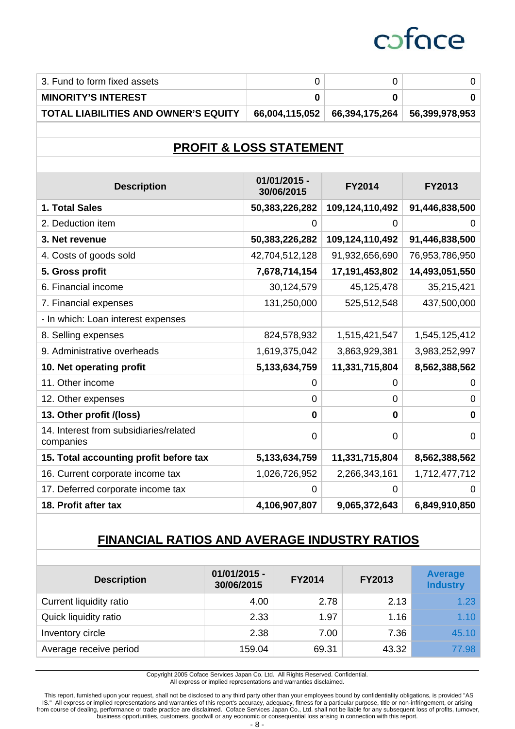| | | | |
|---|---|---|---|
| 3. Fund to form fixed assets | 0 | 0 | 0 |
| **MINORITY'S INTEREST** | **0** | **0** | **0** |
| **TOTAL LIABILITIES AND OWNER'S EQUITY** | **66,004,115,052** | **66,394,175,264** | **56,399,978,953** |

## PROFIT & LOSS STATEMENT

| Description | 01/01/2015 - 30/06/2015 | FY2014 | FY2013 |
|---|---|---|---|
| **1. Total Sales** | **50,383,226,282** | **109,124,110,492** | **91,446,838,500** |
| 2. Deduction item | 0 | 0 | 0 |
| **3. Net revenue** | **50,383,226,282** | **109,124,110,492** | **91,446,838,500** |
| 4. Costs of goods sold | 42,704,512,128 | 91,932,656,690 | 76,953,786,950 |
| **5. Gross profit** | **7,678,714,154** | **17,191,453,802** | **14,493,051,550** |
| 6. Financial income | 30,124,579 | 45,125,478 | 35,215,421 |
| 7. Financial expenses | 131,250,000 | 525,512,548 | 437,500,000 |
| - In which: Loan interest expenses | | | |
| 8. Selling expenses | 824,578,932 | 1,515,421,547 | 1,545,125,412 |
| 9. Administrative overheads | 1,619,375,042 | 3,863,929,381 | 3,983,252,997 |
| **10. Net operating profit** | **5,133,634,759** | **11,331,715,804** | **8,562,388,562** |
| 11. Other income | 0 | 0 | 0 |
| 12. Other expenses | 0 | 0 | 0 |
| **13. Other profit /(loss)** | **0** | **0** | **0** |
| 14. Interest from subsidiaries/related companies | 0 | 0 | 0 |
| **15. Total accounting profit before tax** | **5,133,634,759** | **11,331,715,804** | **8,562,388,562** |
| 16. Current corporate income tax | 1,026,726,952 | 2,266,343,161 | 1,712,477,712 |
| 17. Deferred corporate income tax | 0 | 0 | 0 |
| **18. Profit after tax** | **4,106,907,807** | **9,065,372,643** | **6,849,910,850** |

## FINANCIAL RATIOS AND AVERAGE INDUSTRY RATIOS

| Description | 01/01/2015 - 30/06/2015 | FY2014 | FY2013 | Average Industry |
|---|---|---|---|---|
| Current liquidity ratio | 4.00 | 2.78 | 2.13 | 1.23 |
| Quick liquidity ratio | 2.33 | 1.97 | 1.16 | 1.10 |
| Inventory circle | 2.38 | 7.00 | 7.36 | 45.10 |
| Average receive period | 159.04 | 69.31 | 43.32 | 77.98 |

Copyright 2005 Coface Services Japan Co, Ltd. All Rights Reserved. Confidential.
All express or implied representations and warranties disclaimed.

This report, furnished upon your request, shall not be disclosed to any third party other than your employees bound by confidentiality obligations, is provided "AS IS." All express or implied representations and warranties of this report's accuracy, adequacy, fitness for a particular purpose, title or non-infringement, or arising from course of dealing, performance or trade practice are disclaimed. Coface Services Japan Co., Ltd. shall not be liable for any subsequent loss of profits, turnover, business opportunities, customers, goodwill or any economic or consequential loss arising in connection with this report.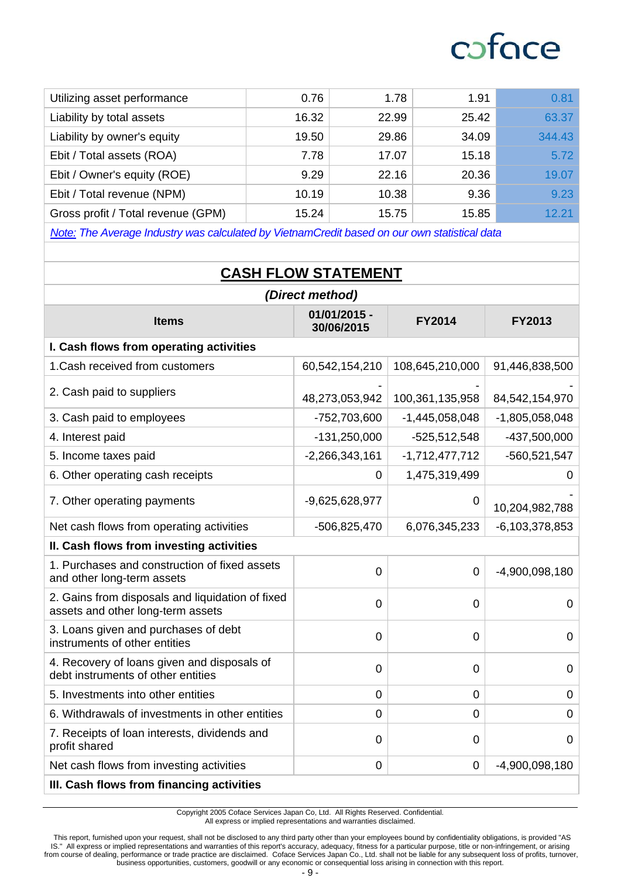| | | | | |
|---|---|---|---|---|
| Utilizing asset performance | 0.76 | 1.78 | 1.91 | 0.81 |
| Liability by total assets | 16.32 | 22.99 | 25.42 | 63.37 |
| Liability by owner's equity | 19.50 | 29.86 | 34.09 | 344.43 |
| Ebit / Total assets (ROA) | 7.78 | 17.07 | 15.18 | 5.72 |
| Ebit / Owner's equity (ROE) | 9.29 | 22.16 | 20.36 | 19.07 |
| Ebit / Total revenue (NPM) | 10.19 | 10.38 | 9.36 | 9.23 |
| Gross profit / Total revenue (GPM) | 15.24 | 15.75 | 15.85 | 12.21 |

*Note: The Average Industry was calculated by VietnamCredit based on our own statistical data*

## CASH FLOW STATEMENT

***(Direct method)***

| Items | 01/01/2015 - 30/06/2015 | FY2014 | FY2013 |
|---|---|---|---|
| **I. Cash flows from operating activities** | | | |
| 1.Cash received from customers | 60,542,154,210 | 108,645,210,000 | 91,446,838,500 |
| 2. Cash paid to suppliers | -48,273,053,942 | -100,361,135,958 | -84,542,154,970 |
| 3. Cash paid to employees | -752,703,600 | -1,445,058,048 | -1,805,058,048 |
| 4. Interest paid | -131,250,000 | -525,512,548 | -437,500,000 |
| 5. Income taxes paid | -2,266,343,161 | -1,712,477,712 | -560,521,547 |
| 6. Other operating cash receipts | 0 | 1,475,319,499 | 0 |
| 7. Other operating payments | -9,625,628,977 | 0 | -10,204,982,788 |
| Net cash flows from operating activities | -506,825,470 | 6,076,345,233 | -6,103,378,853 |
| **II. Cash flows from investing activities** | | | |
| 1. Purchases and construction of fixed assets and other long-term assets | 0 | 0 | -4,900,098,180 |
| 2. Gains from disposals and liquidation of fixed assets and other long-term assets | 0 | 0 | 0 |
| 3. Loans given and purchases of debt instruments of other entities | 0 | 0 | 0 |
| 4. Recovery of loans given and disposals of debt instruments of other entities | 0 | 0 | 0 |
| 5. Investments into other entities | 0 | 0 | 0 |
| 6. Withdrawals of investments in other entities | 0 | 0 | 0 |
| 7. Receipts of loan interests, dividends and profit shared | 0 | 0 | 0 |
| Net cash flows from investing activities | 0 | 0 | -4,900,098,180 |
| **III. Cash flows from financing activities** | | | |

Copyright 2005 Coface Services Japan Co, Ltd. All Rights Reserved. Confidential.
All express or implied representations and warranties disclaimed.

This report, furnished upon your request, shall not be disclosed to any third party other than your employees bound by confidentiality obligations, is provided "AS IS." All express or implied representations and warranties of this report's accuracy, adequacy, fitness for a particular purpose, title or non-infringement, or arising from course of dealing, performance or trade practice are disclaimed. Coface Services Japan Co., Ltd. shall not be liable for any subsequent loss of profits, turnover, business opportunities, customers, goodwill or any economic or consequential loss arising in connection with this report.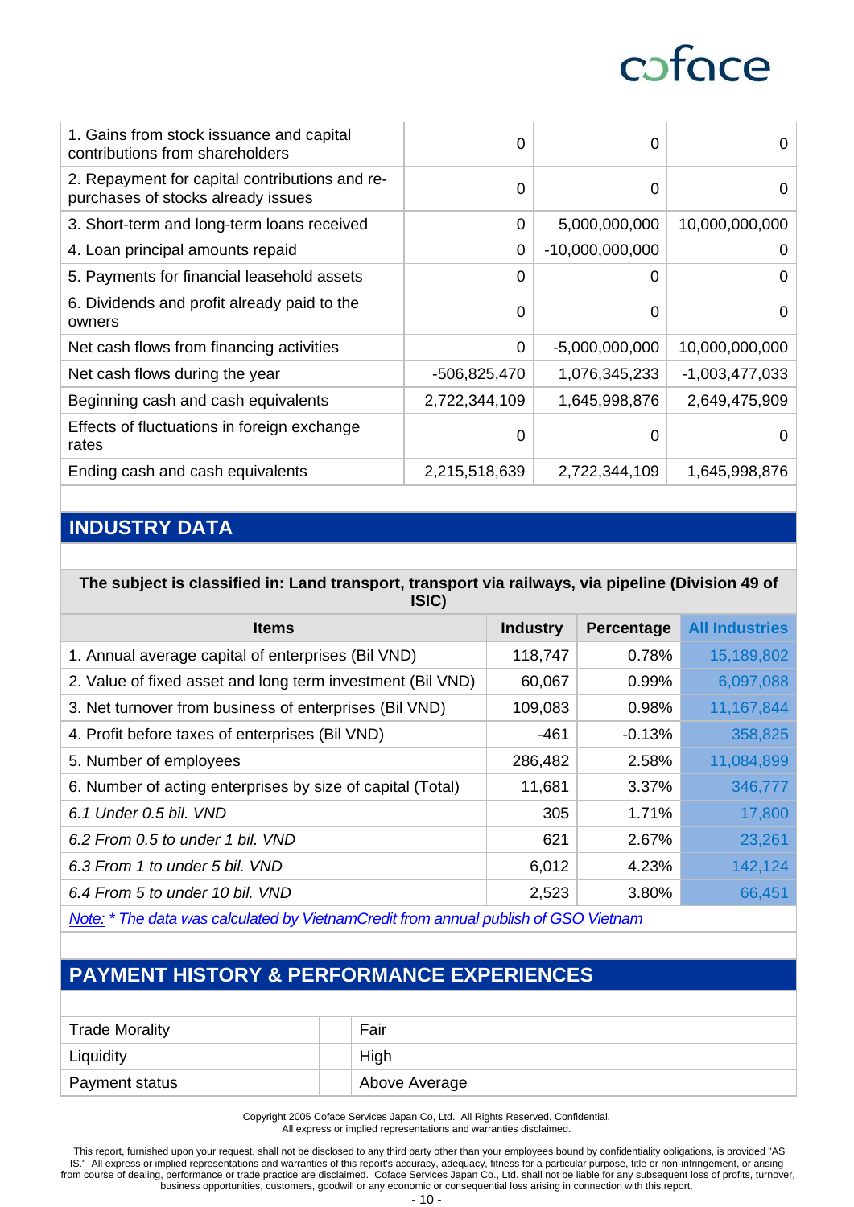| | | | |
|---|---|---|---|
| 1. Gains from stock issuance and capital contributions from shareholders | 0 | 0 | 0 |
| 2. Repayment for capital contributions and re-purchases of stocks already issues | 0 | 0 | 0 |
| 3. Short-term and long-term loans received | 0 | 5,000,000,000 | 10,000,000,000 |
| 4. Loan principal amounts repaid | 0 | -10,000,000,000 | 0 |
| 5. Payments for financial leasehold assets | 0 | 0 | 0 |
| 6. Dividends and profit already paid to the owners | 0 | 0 | 0 |
| Net cash flows from financing activities | 0 | -5,000,000,000 | 10,000,000,000 |
| Net cash flows during the year | -506,825,470 | 1,076,345,233 | -1,003,477,033 |
| Beginning cash and cash equivalents | 2,722,344,109 | 1,645,998,876 | 2,649,475,909 |
| Effects of fluctuations in foreign exchange rates | 0 | 0 | 0 |
| Ending cash and cash equivalents | 2,215,518,639 | 2,722,344,109 | 1,645,998,876 |

## INDUSTRY DATA

**The subject is classified in: Land transport, transport via railways, via pipeline (Division 49 of ISIC)**

| Items | Industry | Percentage | All Industries |
|---|---|---|---|
| 1. Annual average capital of enterprises (Bil VND) | 118,747 | 0.78% | 15,189,802 |
| 2. Value of fixed asset and long term investment (Bil VND) | 60,067 | 0.99% | 6,097,088 |
| 3. Net turnover from business of enterprises (Bil VND) | 109,083 | 0.98% | 11,167,844 |
| 4. Profit before taxes of enterprises (Bil VND) | -461 | -0.13% | 358,825 |
| 5. Number of employees | 286,482 | 2.58% | 11,084,899 |
| 6. Number of acting enterprises by size of capital (Total) | 11,681 | 3.37% | 346,777 |
| *6.1 Under 0.5 bil. VND* | 305 | 1.71% | 17,800 |
| *6.2 From 0.5 to under 1 bil. VND* | 621 | 2.67% | 23,261 |
| *6.3 From 1 to under 5 bil. VND* | 6,012 | 4.23% | 142,124 |
| *6.4 From 5 to under 10 bil. VND* | 2,523 | 3.80% | 66,451 |

*Note: * The data was calculated by VietnamCredit from annual publish of GSO Vietnam*

## PAYMENT HISTORY & PERFORMANCE EXPERIENCES

| | | |
|---|---|---|
| Trade Morality | | Fair |
| Liquidity | | High |
| Payment status | | Above Average |

Copyright 2005 Coface Services Japan Co, Ltd. All Rights Reserved. Confidential.
All express or implied representations and warranties disclaimed.

This report, furnished upon your request, shall not be disclosed to any third party other than your employees bound by confidentiality obligations, is provided "AS IS." All express or implied representations and warranties of this report's accuracy, adequacy, fitness for a particular purpose, title or non-infringement, or arising from course of dealing, performance or trade practice are disclaimed. Coface Services Japan Co., Ltd. shall not be liable for any subsequent loss of profits, turnover, business opportunities, customers, goodwill or any economic or consequential loss arising in connection with this report.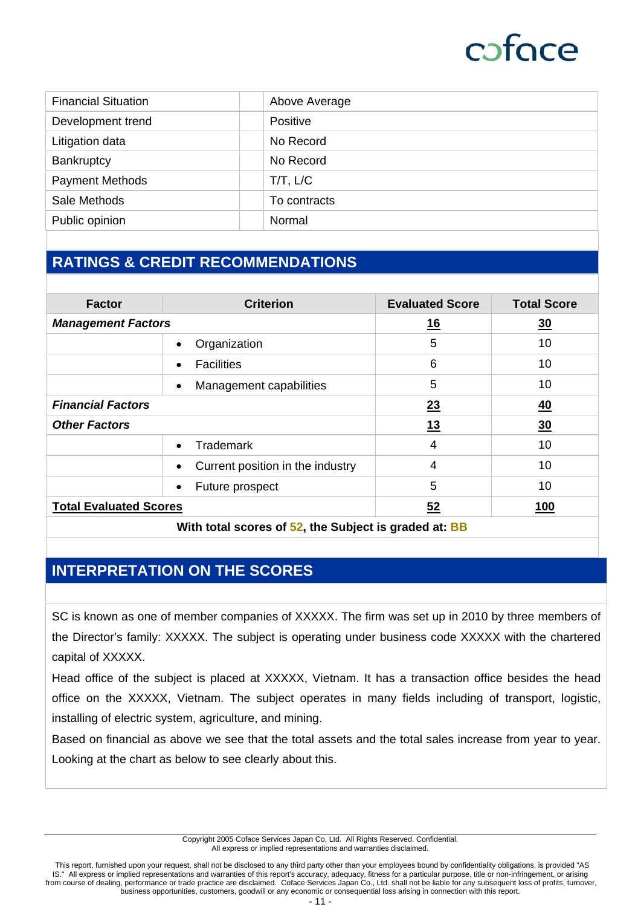| | |
|---|---|
| Financial Situation | Above Average |
| Development trend | Positive |
| Litigation data | No Record |
| Bankruptcy | No Record |
| Payment Methods | T/T, L/C |
| Sale Methods | To contracts |
| Public opinion | Normal |

## RATINGS & CREDIT RECOMMENDATIONS

| Factor | Criterion | Evaluated Score | Total Score |
|---|---|---|---|
| ***Management Factors*** | | **16** | **30** |
| | • Organization | 5 | 10 |
| | • Facilities | 6 | 10 |
| | • Management capabilities | 5 | 10 |
| ***Financial Factors*** | | **23** | **40** |
| ***Other Factors*** | | **13** | **30** |
| | • Trademark | 4 | 10 |
| | • Current position in the industry | 4 | 10 |
| | • Future prospect | 5 | 10 |
| **Total Evaluated Scores** | | **52** | **100** |

**With total scores of 52, the Subject is graded at: BB**

## INTERPRETATION ON THE SCORES

SC is known as one of member companies of XXXXX. The firm was set up in 2010 by three members of the Director's family: XXXXX. The subject is operating under business code XXXXX with the chartered capital of XXXXX.

Head office of the subject is placed at XXXXX, Vietnam. It has a transaction office besides the head office on the XXXXX, Vietnam. The subject operates in many fields including of transport, logistic, installing of electric system, agriculture, and mining.

Based on financial as above we see that the total assets and the total sales increase from year to year. Looking at the chart as below to see clearly about this.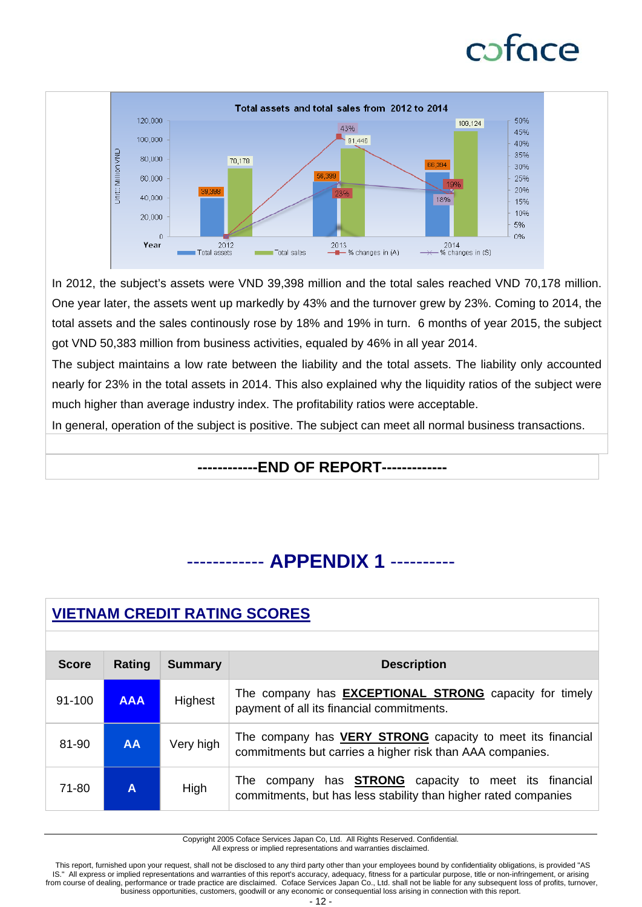Total assets and total sales from 2012 to 2014

In 2012, the subject's assets were VND 39,398 million and the total sales reached VND 70,178 million. One year later, the assets went up markedly by 43% and the turnover grew by 23%. Coming to 2014, the total assets and the sales continously rose by 18% and 19% in turn. 6 months of year 2015, the subject got VND 50,383 million from business activities, equaled by 46% in all year 2014.

The subject maintains a low rate between the liability and the total assets. The liability only accounted nearly for 23% in the total assets in 2014. This also explained why the liquidity ratios of the subject were much higher than average industry index. The profitability ratios were acceptable.

In general, operation of the subject is positive. The subject can meet all normal business transactions.

**------------END OF REPORT-------------**

# ------------ APPENDIX 1 ----------

## VIETNAM CREDIT RATING SCORES

| Score | Rating | Summary | Description |
|---|---|---|---|
| 91-100 | AAA | Highest | The company has **EXCEPTIONAL STRONG** capacity for timely payment of all its financial commitments. |
| 81-90 | AA | Very high | The company has **VERY STRONG** capacity to meet its financial commitments but carries a higher risk than AAA companies. |
| 71-80 | A | High | The company has **STRONG** capacity to meet its financial commitments, but has less stability than higher rated companies |

Copyright 2005 Coface Services Japan Co, Ltd. All Rights Reserved. Confidential.
All express or implied representations and warranties disclaimed.

This report, furnished upon your request, shall not be disclosed to any third party other than your employees bound by confidentiality obligations, is provided "AS IS." All express or implied representations and warranties of this report's accuracy, adequacy, fitness for a particular purpose, title or non-infringement, or arising from course of dealing, performance or trade practice are disclaimed. Coface Services Japan Co., Ltd. shall not be liable for any subsequent loss of profits, turnover, business opportunities, customers, goodwill or any economic or consequential loss arising in connection with this report.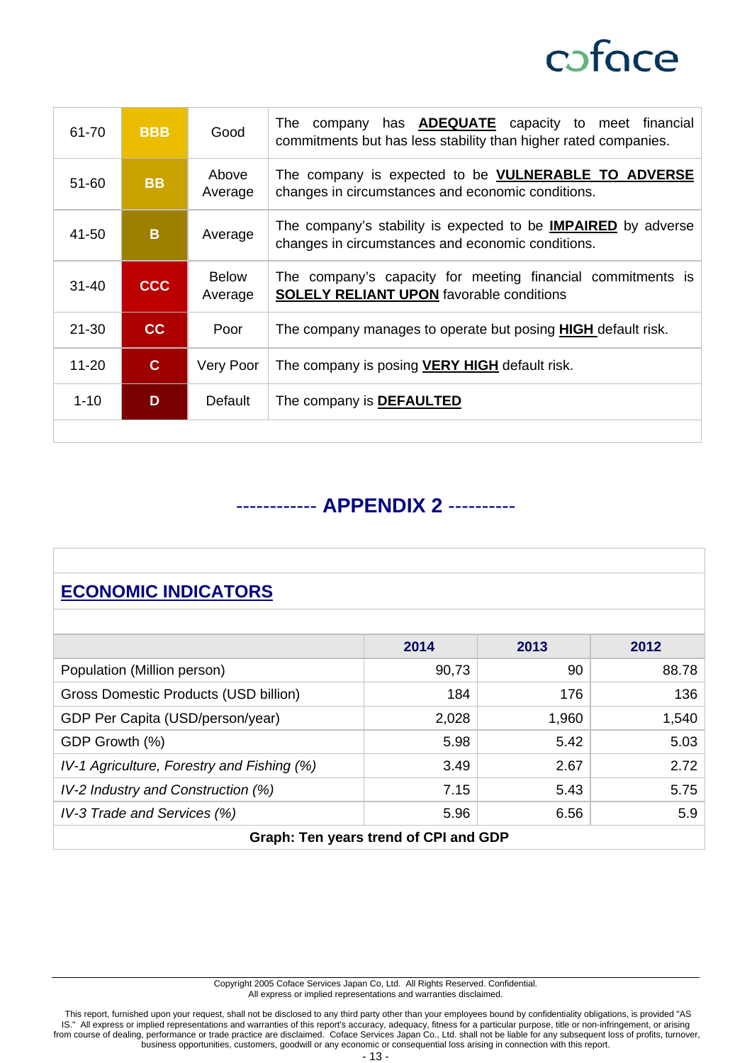| 61-70 | BBB | Good | The company has **ADEQUATE** capacity to meet financial commitments but has less stability than higher rated companies. |
|---|---|---|---|
| 51-60 | BB | Above Average | The company is expected to be **VULNERABLE TO ADVERSE** changes in circumstances and economic conditions. |
| 41-50 | B | Average | The company's stability is expected to be **IMPAIRED** by adverse changes in circumstances and economic conditions. |
| 31-40 | CCC | Below Average | The company's capacity for meeting financial commitments is **SOLELY RELIANT UPON** favorable conditions |
| 21-30 | CC | Poor | The company manages to operate but posing **HIGH** default risk. |
| 11-20 | C | Very Poor | The company is posing **VERY HIGH** default risk. |
| 1-10 | D | Default | The company is **DEFAULTED** |

## ------------ APPENDIX 2 ----------

### ECONOMIC INDICATORS

| | 2014 | 2013 | 2012 |
|---|---|---|---|
| Population (Million person) | 90,73 | 90 | 88.78 |
| Gross Domestic Products (USD billion) | 184 | 176 | 136 |
| GDP Per Capita (USD/person/year) | 2,028 | 1,960 | 1,540 |
| GDP Growth (%) | 5.98 | 5.42 | 5.03 |
| *IV-1 Agriculture, Forestry and Fishing (%)* | 3.49 | 2.67 | 2.72 |
| *IV-2 Industry and Construction (%)* | 7.15 | 5.43 | 5.75 |
| *IV-3 Trade and Services (%)* | 5.96 | 6.56 | 5.9 |

**Graph: Ten years trend of CPI and GDP**

Copyright 2005 Coface Services Japan Co, Ltd. All Rights Reserved. Confidential.
All express or implied representations and warranties disclaimed.

This report, furnished upon your request, shall not be disclosed to any third party other than your employees bound by confidentiality obligations, is provided "AS IS." All express or implied representations and warranties of this report's accuracy, adequacy, fitness for a particular purpose, title or non-infringement, or arising from course of dealing, performance or trade practice are disclaimed. Coface Services Japan Co., Ltd. shall not be liable for any subsequent loss of profits, turnover, business opportunities, customers, goodwill or any economic or consequential loss arising in connection with this report.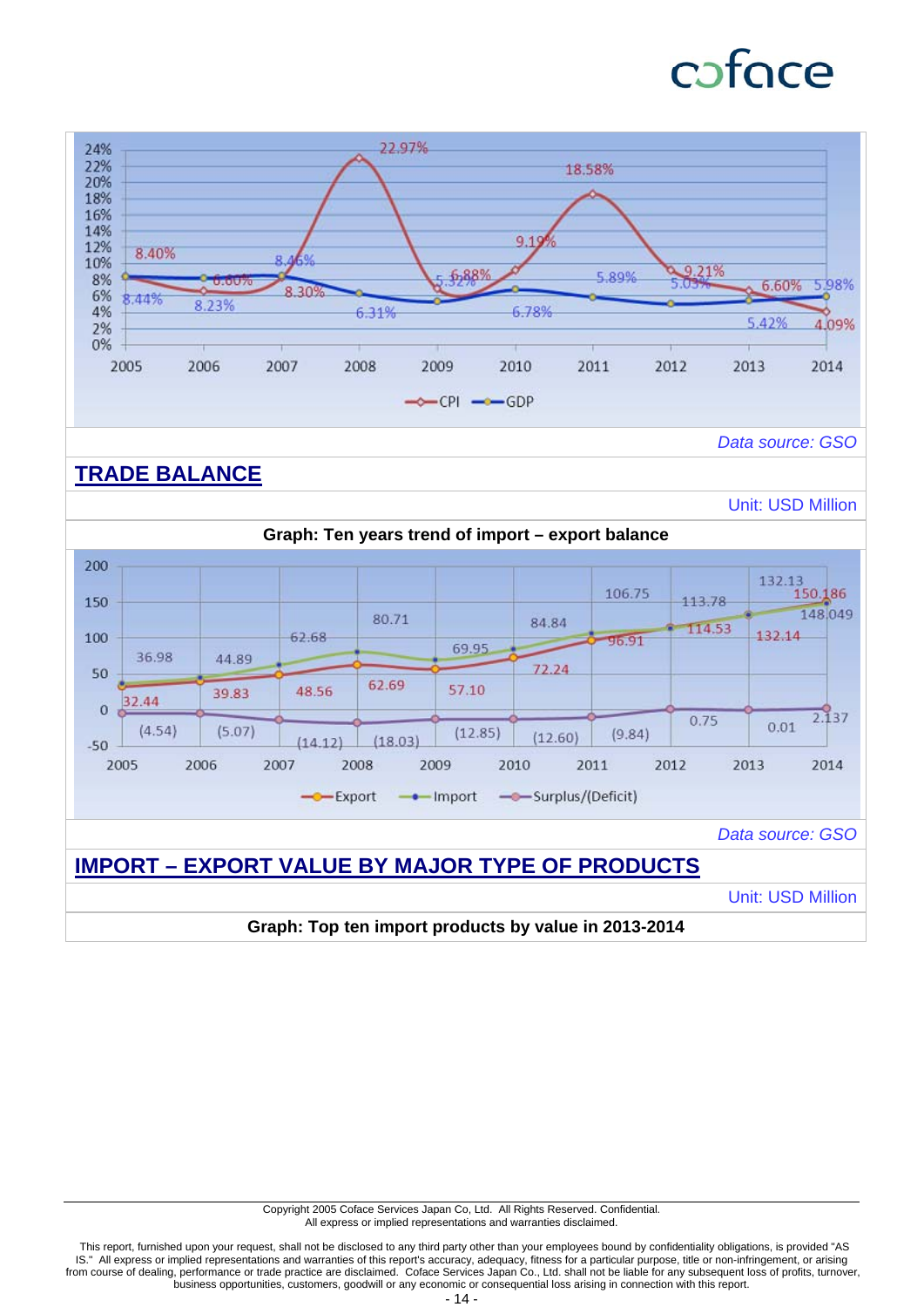*Data source: GSO*

## TRADE BALANCE

*Unit: USD Million*

**Graph: Ten years trend of import – export balance**

*Data source: GSO*

## IMPORT – EXPORT VALUE BY MAJOR TYPE OF PRODUCTS

*Unit: USD Million*

**Graph: Top ten import products by value in 2013-2014**

Copyright 2005 Coface Services Japan Co, Ltd. All Rights Reserved. Confidential.
All express or implied representations and warranties disclaimed.

This report, furnished upon your request, shall not be disclosed to any third party other than your employees bound by confidentiality obligations, is provided "AS IS." All express or implied representations and warranties of this report's accuracy, adequacy, fitness for a particular purpose, title or non-infringement, or arising from course of dealing, performance or trade practice are disclaimed. Coface Services Japan Co., Ltd. shall not be liable for any subsequent loss of profits, turnover, business opportunities, customers, goodwill or any economic or consequential loss arising in connection with this report.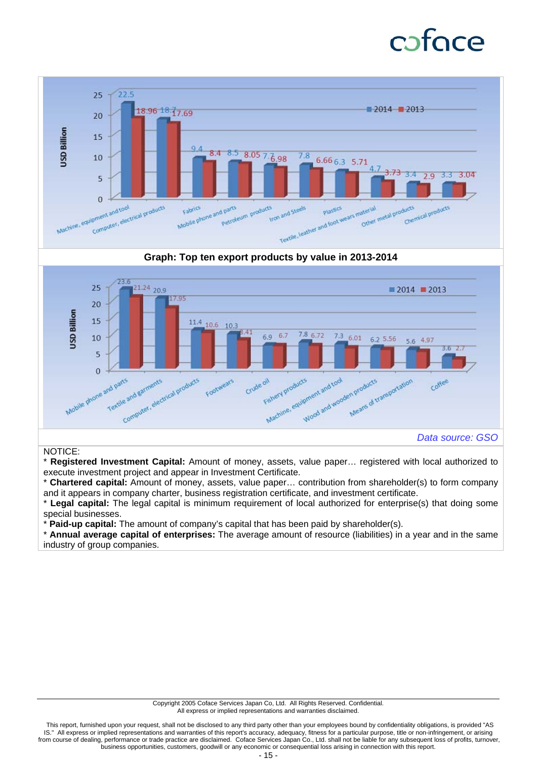USD Billion

2014 2013

22.5 18.96 18.7 17.69 9.4 8.4 8.5 8.05 7.7 6.98 7.8 6.66 6.3 5.71 4.7 3.73 3.4 2.9 3.3 3.04

Machine, equipment and tool
Computer, electrical products
Fabrics
Mobile phone and parts
Petroleum products
Iron and Steels
Textile, leather and foot wears material
Plastics
Other metal products
Chemical products

**Graph: Top ten export products by value in 2013-2014**

USD Billion

2014 2013

23.6 21.24 20.9 17.95 11.4 10.6 10.3 8.41 6.9 6.7 7.8 6.72 7.3 6.01 6.2 5.56 5.6 4.97 3.6 2.7

Mobile phone and parts
Textile and garments
Computer, electrical products
Footwears
Crude oil
Fishery products
Machine, equipment and tool
Wood and wooden products
Means of transportation
Coffee

*Data source: GSO*

NOTICE:

* **Registered Investment Capital:** Amount of money, assets, value paper… registered with local authorized to execute investment project and appear in Investment Certificate.
* **Chartered capital:** Amount of money, assets, value paper… contribution from shareholder(s) to form company and it appears in company charter, business registration certificate, and investment certificate.
* **Legal capital:** The legal capital is minimum requirement of local authorized for enterprise(s) that doing some special businesses.
* **Paid-up capital:** The amount of company's capital that has been paid by shareholder(s).
* **Annual average capital of enterprises:** The average amount of resource (liabilities) in a year and in the same industry of group companies.